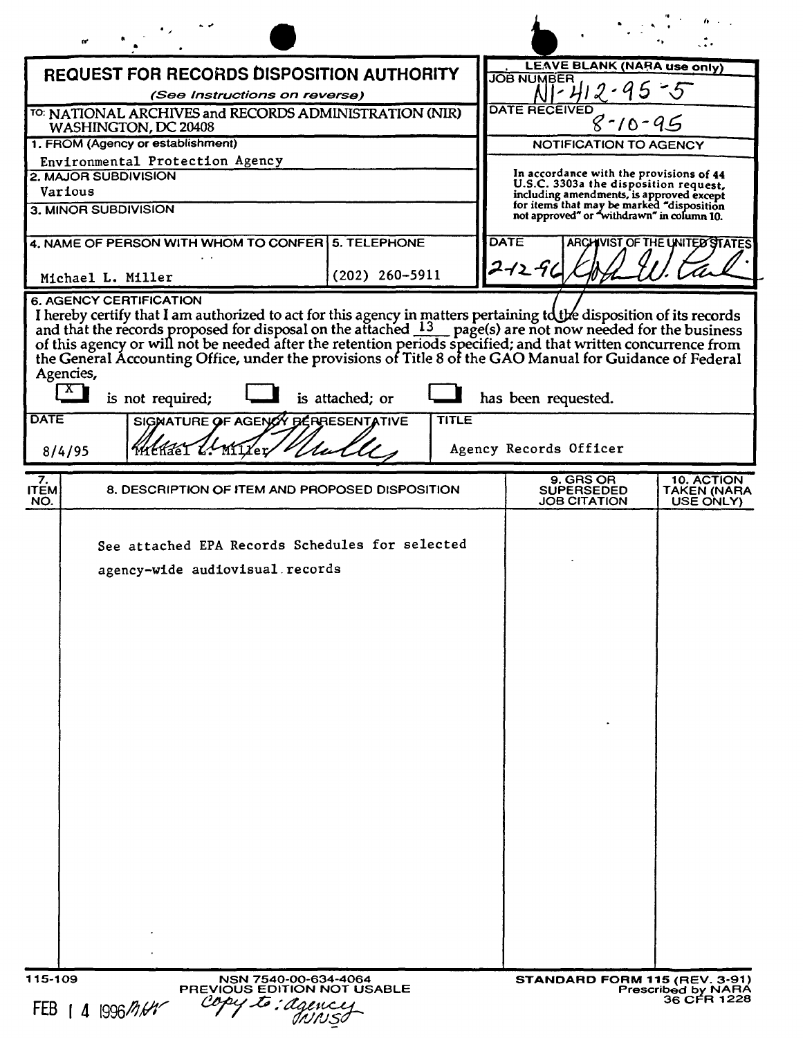# REQUEST FOR RECORDS DISPOSITION AUTHORITY

*(See Instructions on reverse)*

TO: NATIONAL ARCHIVES and RECORDS ADMINISTRATION (NIR)
WASHINGTON, DC 20408

| LEAVE BLANK (NARA use only) | |
|---|---|
| JOB NUMBER | N1-412-95-5 |
| DATE RECEIVED | 8-10-95 |

**NOTIFICATION TO AGENCY**

In accordance with the provisions of 44 U.S.C. 3303a the disposition request, including amendments, is approved except for items that may be marked "disposition not approved" or "withdrawn" in column 10.

| DATE | ARCHIVIST OF THE UNITED STATES |
|---|---|
| 2-12-96 | [signature] |

1. FROM (Agency or establishment)
Environmental Protection Agency

2. MAJOR SUBDIVISION
Various

3. MINOR SUBDIVISION

| 4. NAME OF PERSON WITH WHOM TO CONFER | 5. TELEPHONE |
|---|---|
| Michael L. Miller | (202) 260-5911 |

6. AGENCY CERTIFICATION

I hereby certify that I am authorized to act for this agency in matters pertaining to the disposition of its records and that the records proposed for disposal on the attached 13 page(s) are not now needed for the business of this agency or will not be needed after the retention periods specified; and that written concurrence from the General Accounting Office, under the provisions of Title 8 of the GAO Manual for Guidance of Federal Agencies,

[X] is not required; [ ] is attached; or [ ] has been requested.

| DATE | SIGNATURE OF AGENCY REPRESENTATIVE | TITLE |
|---|---|---|
| 8/4/95 | Michael L. Miller [signature] | Agency Records Officer |

| 7. ITEM NO. | 8. DESCRIPTION OF ITEM AND PROPOSED DISPOSITION | 9. GRS OR SUPERSEDED JOB CITATION | 10. ACTION TAKEN (NARA USE ONLY) |
|---|---|---|---|
| | See attached EPA Records Schedules for selected agency-wide audiovisual records | | |

115-109 NSN 7540-00-634-4064
PREVIOUS EDITION NOT USABLE
STANDARD FORM 115 (REV. 3-91)
Prescribed by NARA
36 CFR 1228

FEB 14 1996 MW
Copy to: agency
NWSD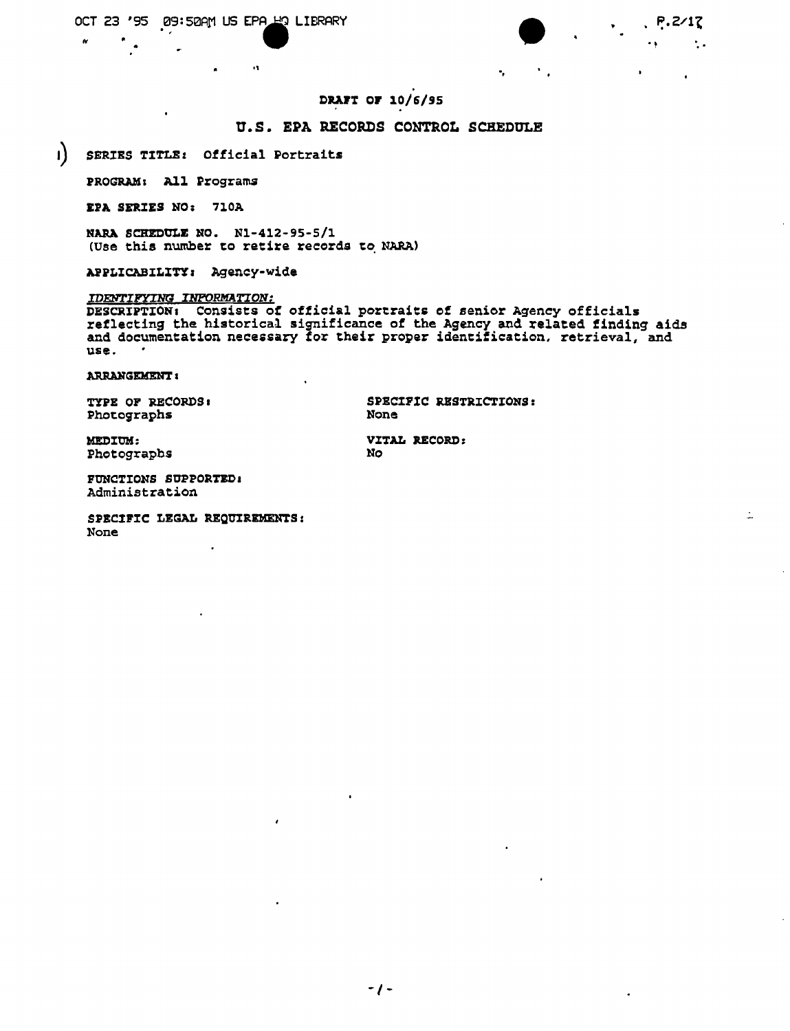DRAFT OF 10/6/95

# U.S. EPA RECORDS CONTROL SCHEDULE

1) **SERIES TITLE:** Official Portraits

**PROGRAM:** All Programs

**EPA SERIES NO:** 710A

**NARA SCHEDULE NO.** N1-412-95-5/1
(Use this number to retire records to NARA)

**APPLICABILITY:** Agency-wide

*IDENTIFYING INFORMATION:*

**DESCRIPTION:** Consists of official portraits of senior Agency officials reflecting the historical significance of the Agency and related finding aids and documentation necessary for their proper identification, retrieval, and use.

**ARRANGEMENT:**

**TYPE OF RECORDS:**
Photographs

**SPECIFIC RESTRICTIONS:**
None

**MEDIUM:**
Photographs

**VITAL RECORD:**
No

**FUNCTIONS SUPPORTED:**
Administration

**SPECIFIC LEGAL REQUIREMENTS:**
None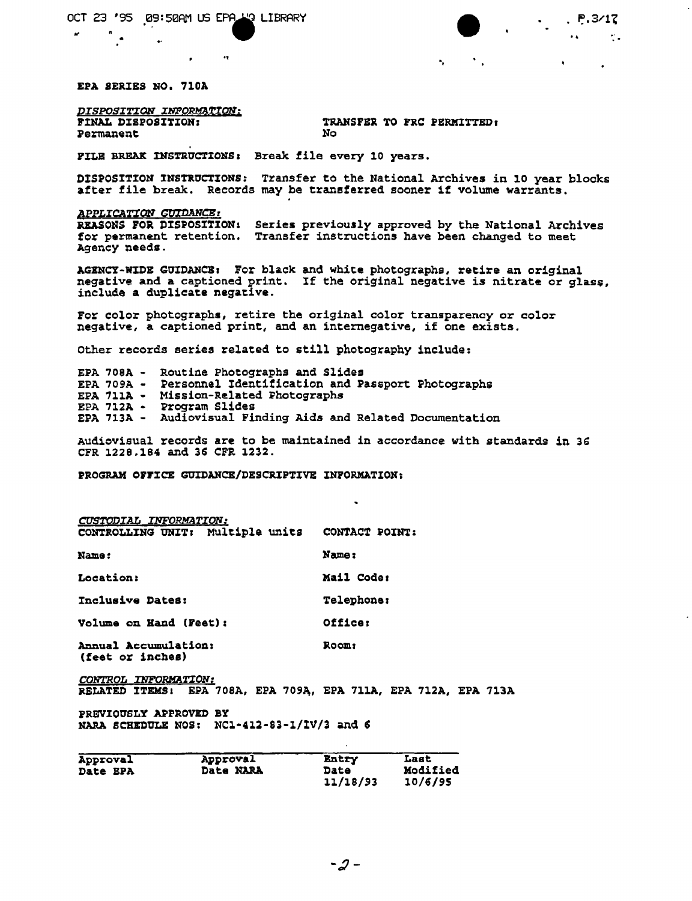**EPA SERIES NO. 710A**

*DISPOSITION INFORMATION:*

**FINAL DISPOSITION:**
Permanent

**TRANSFER TO FRC PERMITTED:**
No

**FILE BREAK INSTRUCTIONS:** Break file every 10 years.

**DISPOSITION INSTRUCTIONS:** Transfer to the National Archives in 10 year blocks after file break. Records may be transferred sooner if volume warrants.

*APPLICATION GUIDANCE:*

**REASONS FOR DISPOSITION:** Series previously approved by the National Archives for permanent retention. Transfer instructions have been changed to meet Agency needs.

**AGENCY-WIDE GUIDANCE:** For black and white photographs, retire an original negative and a captioned print. If the original negative is nitrate or glass, include a duplicate negative.

For color photographs, retire the original color transparency or color negative, a captioned print, and an internegative, if one exists.

Other records series related to still photography include:

EPA 708A - Routine Photographs and Slides
EPA 709A - Personnel Identification and Passport Photographs
EPA 711A - Mission-Related Photographs
EPA 712A - Program Slides
EPA 713A - Audiovisual Finding Aids and Related Documentation

Audiovisual records are to be maintained in accordance with standards in 36 CFR 1228.184 and 36 CFR 1232.

**PROGRAM OFFICE GUIDANCE/DESCRIPTIVE INFORMATION:**

*CUSTODIAL INFORMATION:*

**CONTROLLING UNIT:** Multiple units

**Name:**

**Location:**

**Inclusive Dates:**

**Volume on Hand (Feet):**

**Annual Accumulation:**
**(feet or inches)**

**CONTACT POINT:**

**Name:**

**Mail Code:**

**Telephone:**

**Office:**

**Room:**

*CONTROL INFORMATION:*

**RELATED ITEMS:** EPA 708A, EPA 709A, EPA 711A, EPA 712A, EPA 713A

**PREVIOUSLY APPROVED BY**
**NARA SCHEDULE NOS:** NC1-412-83-1/IV/3 and 6

| Approval Date EPA | Approval Date NARA | Entry Date | Last Modified |
|---|---|---|---|
| | | 11/18/93 | 10/6/95 |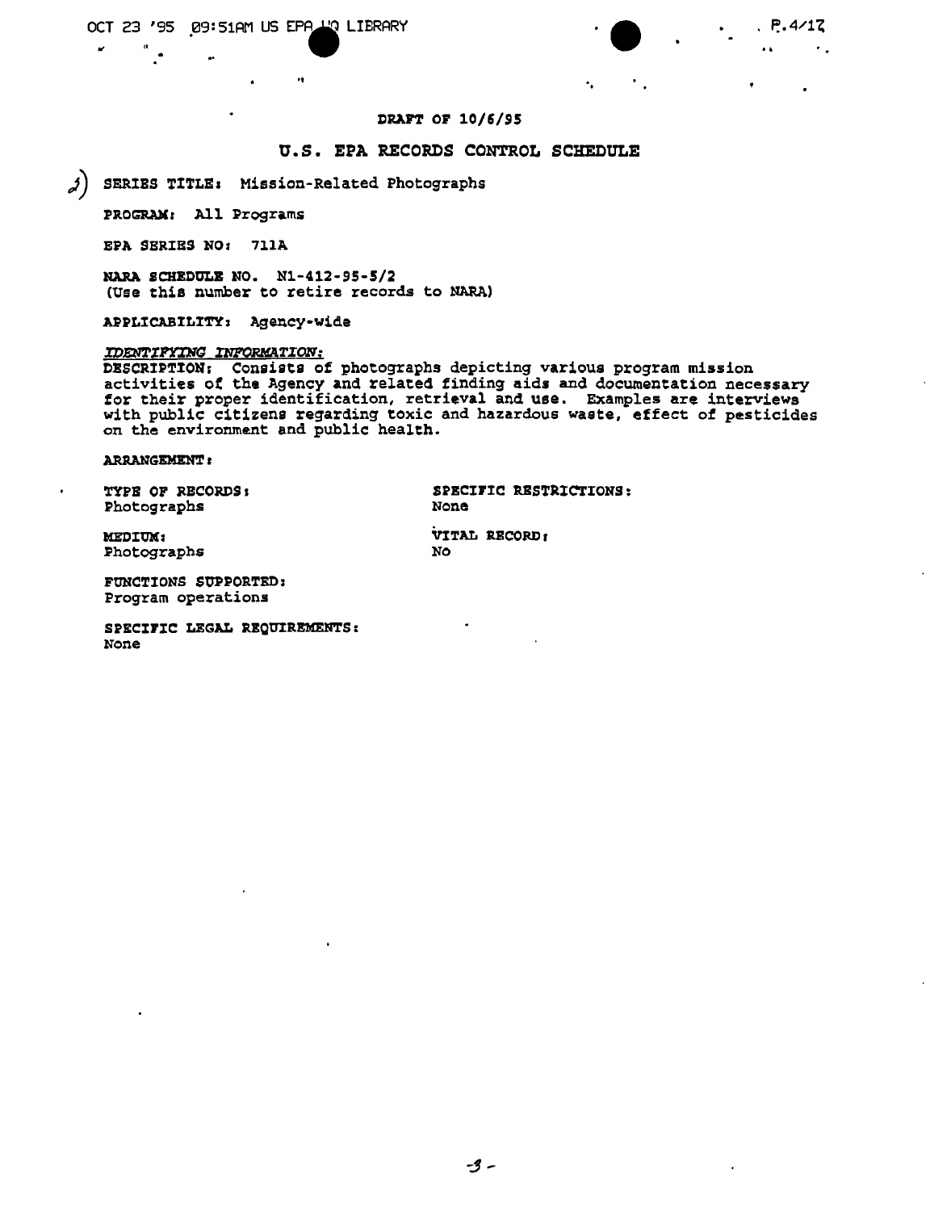**DRAFT OF 10/6/95**

## U.S. EPA RECORDS CONTROL SCHEDULE

2) **SERIES TITLE:** Mission-Related Photographs

**PROGRAM:** All Programs

**EPA SERIES NO:** 711A

**NARA SCHEDULE NO.** N1-412-95-5/2
(Use this number to retire records to NARA)

**APPLICABILITY:** Agency-wide

*IDENTIFYING INFORMATION:*
**DESCRIPTION:** Consists of photographs depicting various program mission activities of the Agency and related finding aids and documentation necessary for their proper identification, retrieval and use. Examples are interviews with public citizens regarding toxic and hazardous waste, effect of pesticides on the environment and public health.

**ARRANGEMENT:**

**TYPE OF RECORDS:**
Photographs

**SPECIFIC RESTRICTIONS:**
None

**MEDIUM:**
Photographs

**VITAL RECORD:**
No

**FUNCTIONS SUPPORTED:**
Program operations

**SPECIFIC LEGAL REQUIREMENTS:**
None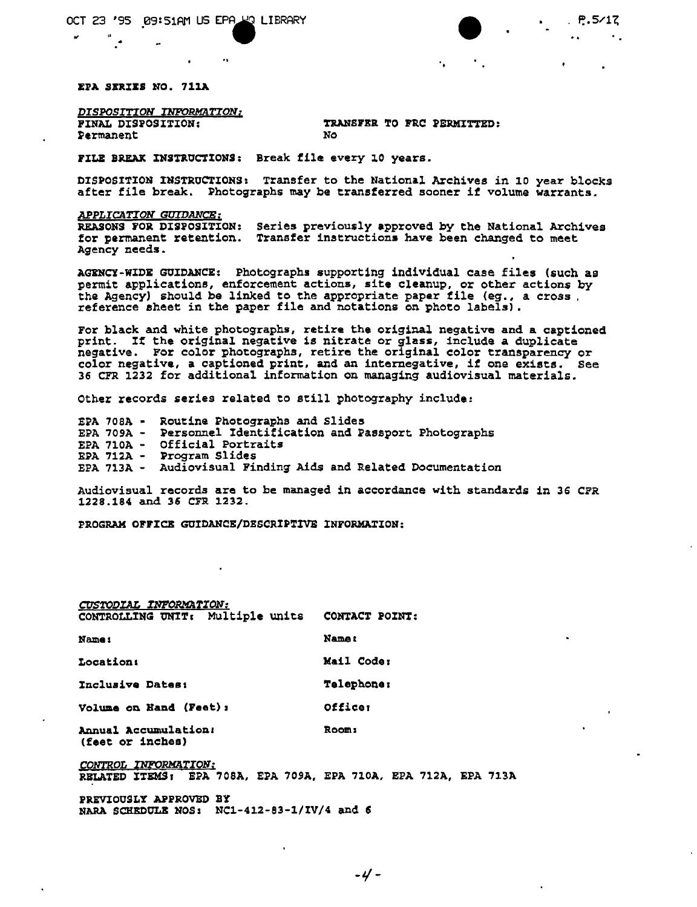**EPA SERIES NO. 711A**

*DISPOSITION INFORMATION:*

| **FINAL DISPOSITION:** | **TRANSFER TO FRC PERMITTED:** |
| --- | --- |
| Permanent | No |

**FILE BREAK INSTRUCTIONS:** Break file every 10 years.

**DISPOSITION INSTRUCTIONS:** Transfer to the National Archives in 10 year blocks after file break. Photographs may be transferred sooner if volume warrants.

*APPLICATION GUIDANCE:*

**REASONS FOR DISPOSITION:** Series previously approved by the National Archives for permanent retention. Transfer instructions have been changed to meet Agency needs.

**AGENCY-WIDE GUIDANCE:** Photographs supporting individual case files (such as permit applications, enforcement actions, site cleanup, or other actions by the Agency) should be linked to the appropriate paper file (eg., a cross reference sheet in the paper file and notations on photo labels).

For black and white photographs, retire the original negative and a captioned print. If the original negative is nitrate or glass, include a duplicate negative. For color photographs, retire the original color transparency or color negative, a captioned print, and an internegative, if one exists. See 36 CFR 1232 for additional information on managing audiovisual materials.

Other records series related to still photography include:

EPA 708A - Routine Photographs and Slides
EPA 709A - Personnel Identification and Passport Photographs
EPA 710A - Official Portraits
EPA 712A - Program Slides
EPA 713A - Audiovisual Finding Aids and Related Documentation

Audiovisual records are to be managed in accordance with standards in 36 CFR 1228.184 and 36 CFR 1232.

**PROGRAM OFFICE GUIDANCE/DESCRIPTIVE INFORMATION:**

*CUSTODIAL INFORMATION:*

| **CONTROLLING UNIT:** Multiple units | **CONTACT POINT:** |
| --- | --- |
| **Name:** | **Name:** |
| **Location:** | **Mail Code:** |
| **Inclusive Dates:** | **Telephone:** |
| **Volume on Hand (Feet):** | **Office:** |
| **Annual Accumulation:** (feet or inches) | **Room:** |

*CONTROL INFORMATION:*

**RELATED ITEMS:** EPA 708A, EPA 709A, EPA 710A, EPA 712A, EPA 713A

**PREVIOUSLY APPROVED BY NARA SCHEDULE NOS:** NC1-412-83-1/IV/4 and 6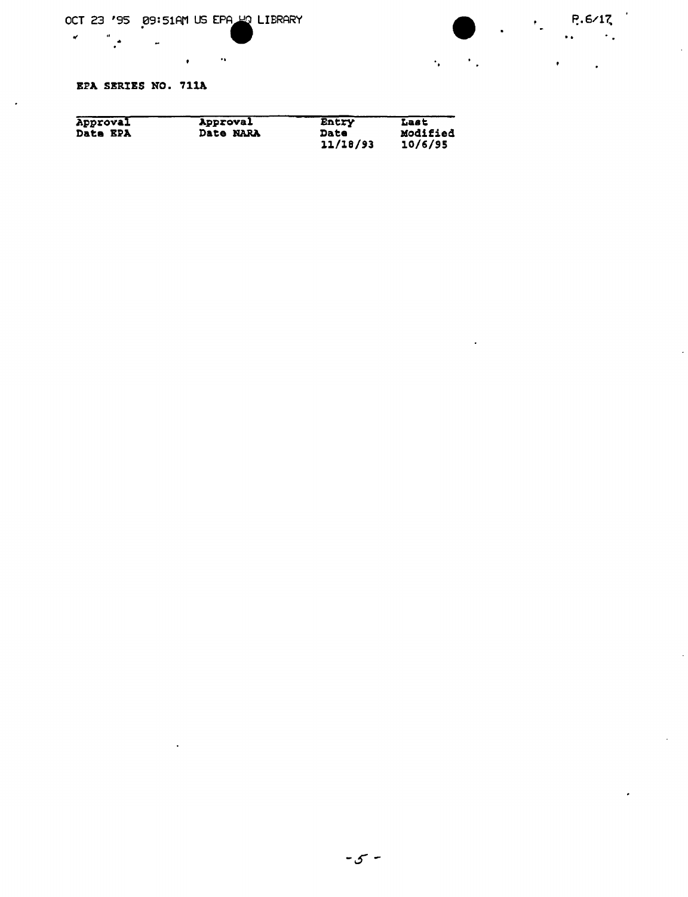**EPA SERIES NO. 711A**

| Approval Date EPA | Approval Date NARA | Entry Date | Last Modified |
|---|---|---|---|
| | | 11/18/93 | 10/6/95 |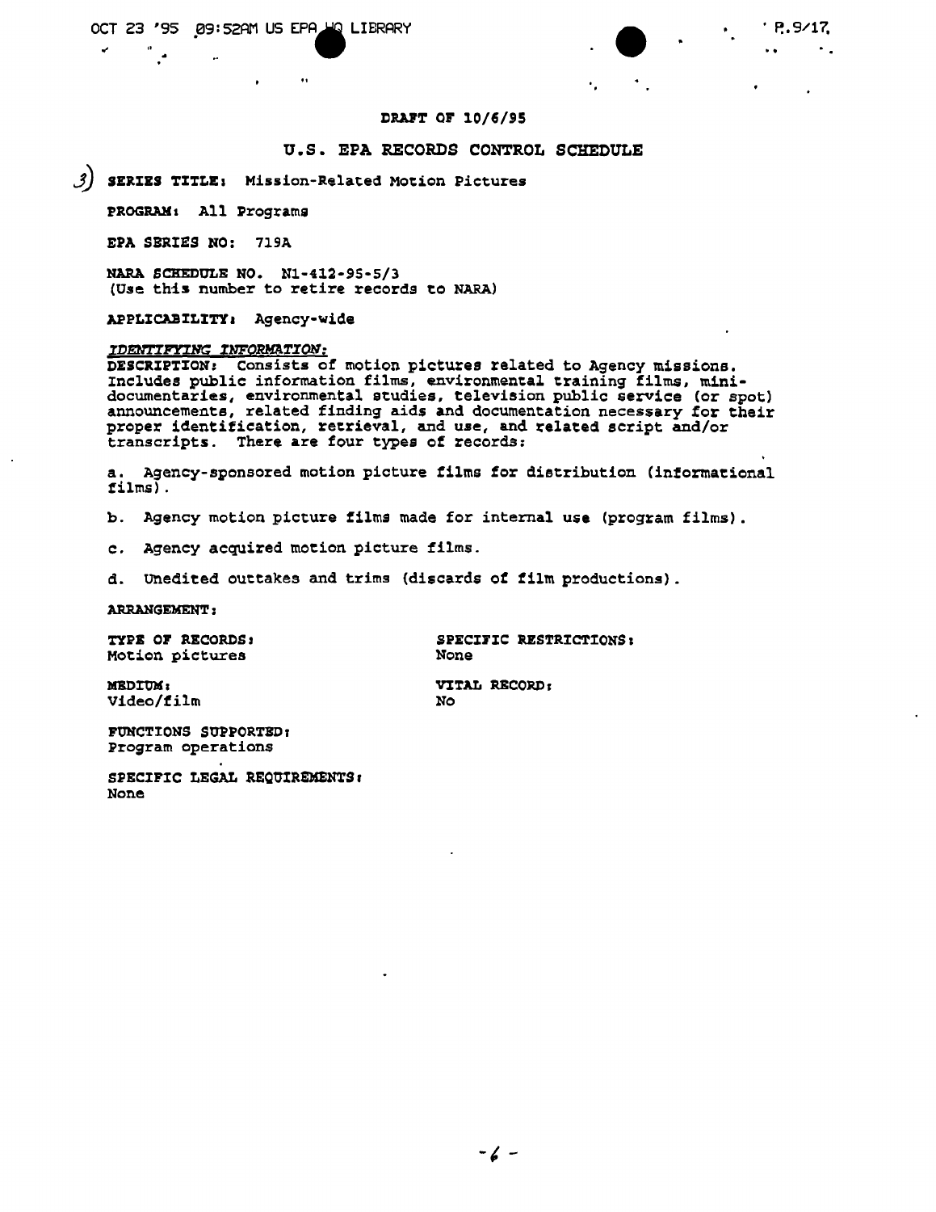DRAFT OF 10/6/95

## U.S. EPA RECORDS CONTROL SCHEDULE

3) **SERIES TITLE:** Mission-Related Motion Pictures

**PROGRAM:** All Programs

**EPA SERIES NO:** 719A

**NARA SCHEDULE NO.** N1-412-95-5/3
(Use this number to retire records to NARA)

**APPLICABILITY:** Agency-wide

*IDENTIFYING INFORMATION:*
**DESCRIPTION:** Consists of motion pictures related to Agency missions. Includes public information films, environmental training films, mini-documentaries, environmental studies, television public service (or spot) announcements, related finding aids and documentation necessary for their proper identification, retrieval, and use, and related script and/or transcripts. There are four types of records:

a. Agency-sponsored motion picture films for distribution (informational films).

b. Agency motion picture films made for internal use (program films).

c. Agency acquired motion picture films.

d. Unedited outtakes and trims (discards of film productions).

**ARRANGEMENT:**

**TYPE OF RECORDS:**
Motion pictures

**SPECIFIC RESTRICTIONS:**
None

**MEDIUM:**
Video/film

**VITAL RECORD:**
No

**FUNCTIONS SUPPORTED:**
Program operations

**SPECIFIC LEGAL REQUIREMENTS:**
None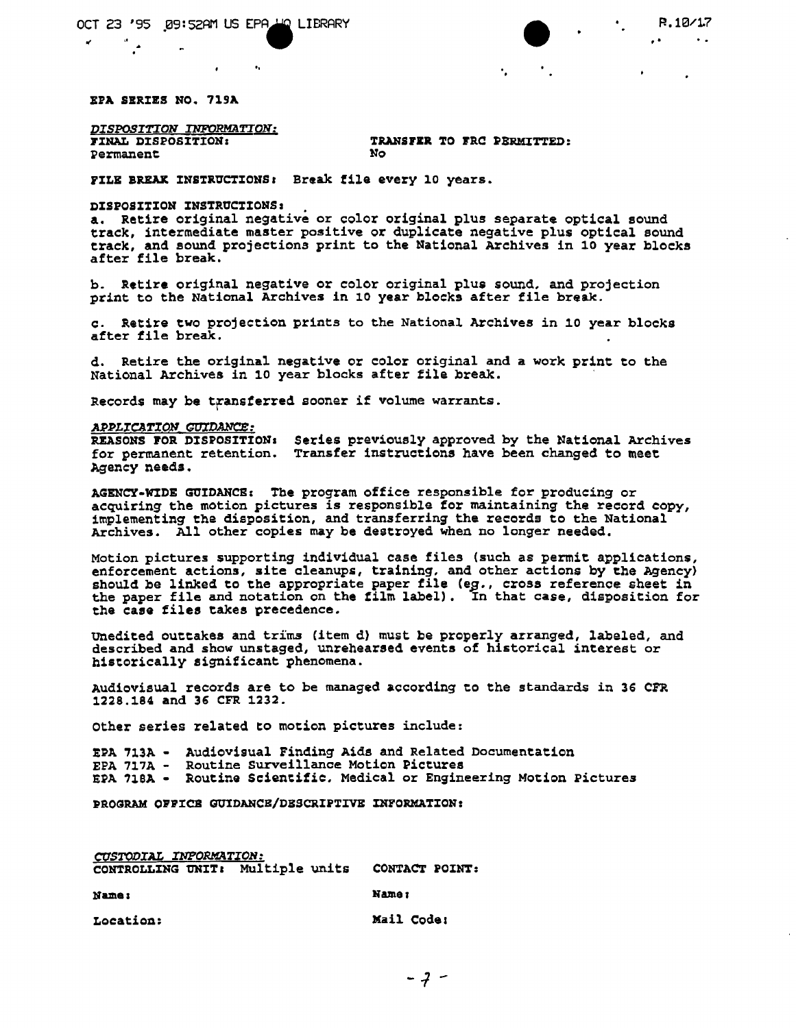**EPA SERIES NO. 719A**

*DISPOSITION INFORMATION:*

**FINAL DISPOSITION:** Permanent

**TRANSFER TO FRC PERMITTED:** No

**FILE BREAK INSTRUCTIONS:** Break file every 10 years.

**DISPOSITION INSTRUCTIONS:**

a. Retire original negative or color original plus separate optical sound track, intermediate master positive or duplicate negative plus optical sound track, and sound projections print to the National Archives in 10 year blocks after file break.

b. Retire original negative or color original plus sound, and projection print to the National Archives in 10 year blocks after file break.

c. Retire two projection prints to the National Archives in 10 year blocks after file break.

d. Retire the original negative or color original and a work print to the National Archives in 10 year blocks after file break.

Records may be transferred sooner if volume warrants.

*APPLICATION GUIDANCE:*

**REASONS FOR DISPOSITION:** Series previously approved by the National Archives for permanent retention. Transfer instructions have been changed to meet Agency needs.

**AGENCY-WIDE GUIDANCE:** The program office responsible for producing or acquiring the motion pictures is responsible for maintaining the record copy, implementing the disposition, and transferring the records to the National Archives. All other copies may be destroyed when no longer needed.

Motion pictures supporting individual case files (such as permit applications, enforcement actions, site cleanups, training, and other actions by the Agency) should be linked to the appropriate paper file (eg., cross reference sheet in the paper file and notation on the film label). In that case, disposition for the case files takes precedence.

Unedited outtakes and trims (item d) must be properly arranged, labeled, and described and show unstaged, unrehearsed events of historical interest or historically significant phenomena.

Audiovisual records are to be managed according to the standards in 36 CFR 1228.184 and 36 CFR 1232.

Other series related to motion pictures include:

EPA 713A - Audiovisual Finding Aids and Related Documentation
EPA 717A - Routine Surveillance Motion Pictures
EPA 718A - Routine Scientific, Medical or Engineering Motion Pictures

**PROGRAM OFFICE GUIDANCE/DESCRIPTIVE INFORMATION:**

*CUSTODIAL INFORMATION:*

**CONTROLLING UNIT:** Multiple units

**CONTACT POINT:**

**Name:**

**Location:**

**Name:**

**Mail Code:**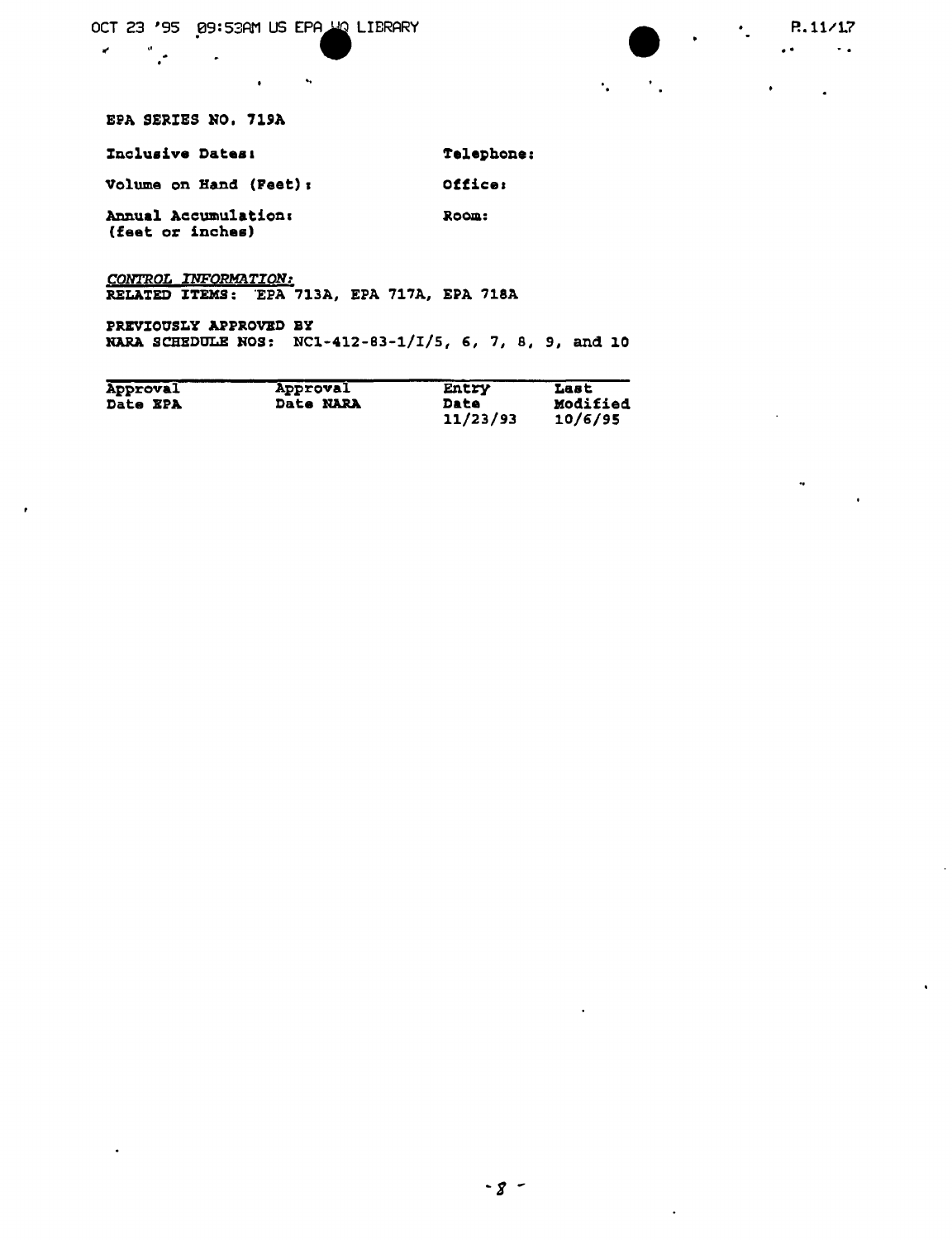**EPA SERIES NO. 719A**

| | |
|---|---|
| **Inclusive Dates:** | **Telephone:** |
| **Volume on Hand (Feet):** | **Office:** |
| **Annual Accumulation: (feet or inches)** | **Room:** |

*CONTROL INFORMATION:*
**RELATED ITEMS:** EPA 713A, EPA 717A, EPA 718A

**PREVIOUSLY APPROVED BY**
**NARA SCHEDULE NOS:** NC1-412-83-1/I/5, 6, 7, 8, 9, and 10

| Approval Date EPA | Approval Date NARA | Entry Date | Last Modified |
|---|---|---|---|
| | | 11/23/93 | 10/6/95 |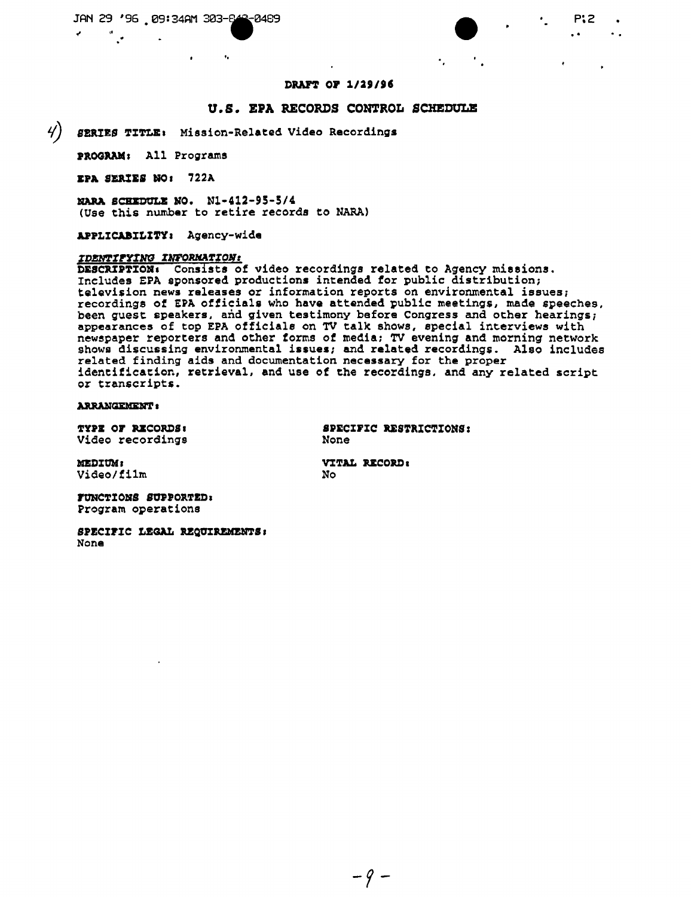**DRAFT OF 1/29/96**

## U.S. EPA RECORDS CONTROL SCHEDULE

4) **SERIES TITLE:** Mission-Related Video Recordings

**PROGRAM:** All Programs

**EPA SERIES NO:** 722A

**NARA SCHEDULE NO.** N1-412-95-5/4
(Use this number to retire records to NARA)

**APPLICABILITY:** Agency-wide

***IDENTIFYING INFORMATION:***

**DESCRIPTION:** Consists of video recordings related to Agency missions. Includes EPA sponsored productions intended for public distribution; television news releases or information reports on environmental issues; recordings of EPA officials who have attended public meetings, made speeches, been guest speakers, and given testimony before Congress and other hearings; appearances of top EPA officials on TV talk shows, special interviews with newspaper reporters and other forms of media; TV evening and morning network shows discussing environmental issues; and related recordings. Also includes related finding aids and documentation necessary for the proper identification, retrieval, and use of the recordings, and any related script or transcripts.

**ARRANGEMENT:**

**TYPE OF RECORDS:**
Video recordings

**SPECIFIC RESTRICTIONS:**
None

**MEDIUM:**
Video/film

**VITAL RECORD:**
No

**FUNCTIONS SUPPORTED:**
Program operations

**SPECIFIC LEGAL REQUIREMENTS:**
None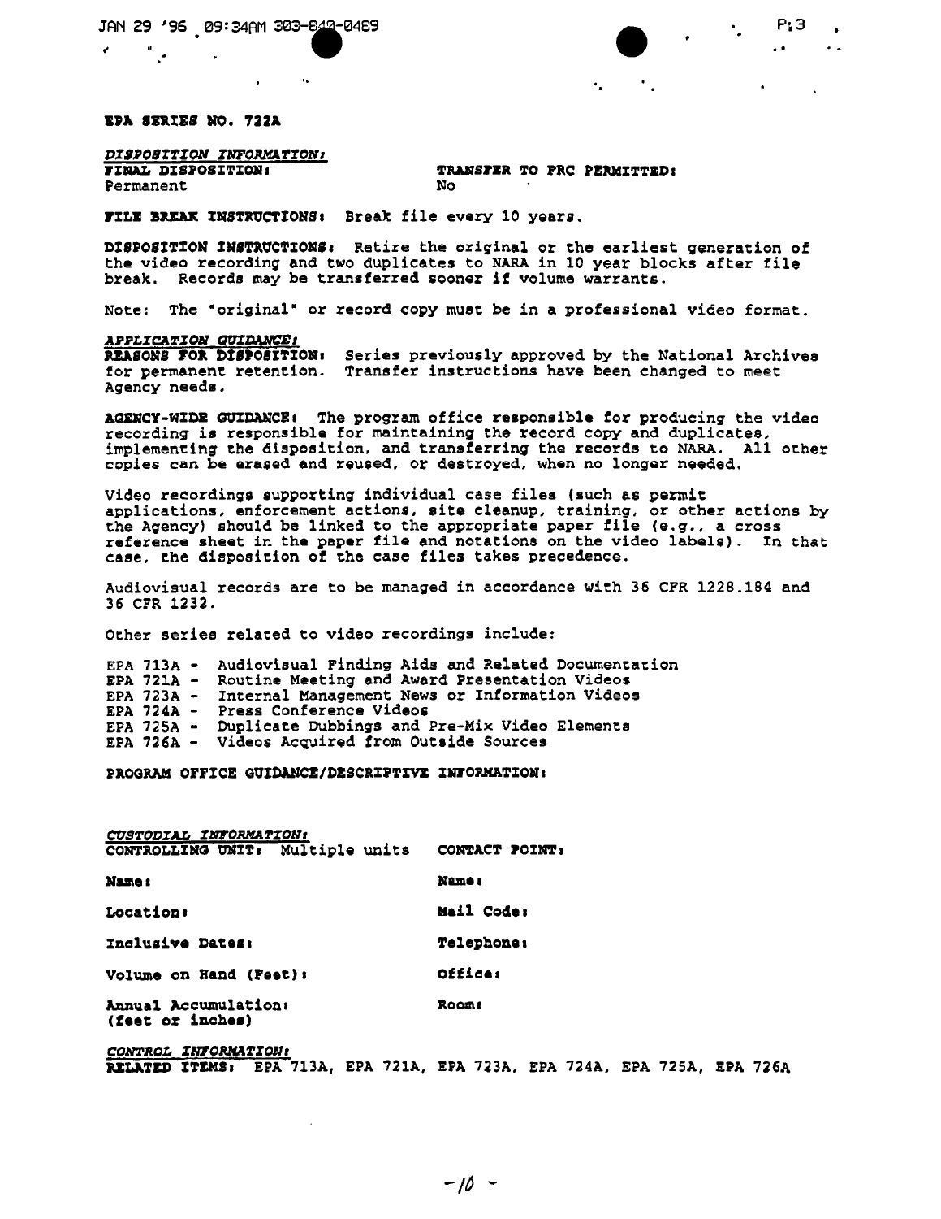**EPA SERIES NO. 722A**

***DISPOSITION INFORMATION:***

**FINAL DISPOSITION:** Permanent

**TRANSFER TO FRC PERMITTED:** No

**FILE BREAK INSTRUCTIONS:** Break file every 10 years.

**DISPOSITION INSTRUCTIONS:** Retire the original or the earliest generation of the video recording and two duplicates to NARA in 10 year blocks after file break. Records may be transferred sooner if volume warrants.

Note: The "original" or record copy must be in a professional video format.

***APPLICATION GUIDANCE:***

**REASONS FOR DISPOSITION:** Series previously approved by the National Archives for permanent retention. Transfer instructions have been changed to meet Agency needs.

**AGENCY-WIDE GUIDANCE:** The program office responsible for producing the video recording is responsible for maintaining the record copy and duplicates, implementing the disposition, and transferring the records to NARA. All other copies can be erased and reused, or destroyed, when no longer needed.

Video recordings supporting individual case files (such as permit applications, enforcement actions, site cleanup, training, or other actions by the Agency) should be linked to the appropriate paper file (e.g., a cross reference sheet in the paper file and notations on the video labels). In that case, the disposition of the case files takes precedence.

Audiovisual records are to be managed in accordance with 36 CFR 1228.184 and 36 CFR 1232.

Other series related to video recordings include:

EPA 713A - Audiovisual Finding Aids and Related Documentation
EPA 721A - Routine Meeting and Award Presentation Videos
EPA 723A - Internal Management News or Information Videos
EPA 724A - Press Conference Videos
EPA 725A - Duplicate Dubbings and Pre-Mix Video Elements
EPA 726A - Videos Acquired from Outside Sources

**PROGRAM OFFICE GUIDANCE/DESCRIPTIVE INFORMATION:**

***CUSTODIAL INFORMATION:***

**CONTROLLING UNIT:** Multiple units

**Name:**

**Location:**

**Inclusive Dates:**

**Volume on Hand (Feet):**

**Annual Accumulation:** (feet or inches)

**CONTACT POINT:**

**Name:**

**Mail Code:**

**Telephone:**

**Office:**

**Room:**

***CONTROL INFORMATION:***

**RELATED ITEMS:** EPA 713A, EPA 721A, EPA 723A, EPA 724A, EPA 725A, EPA 726A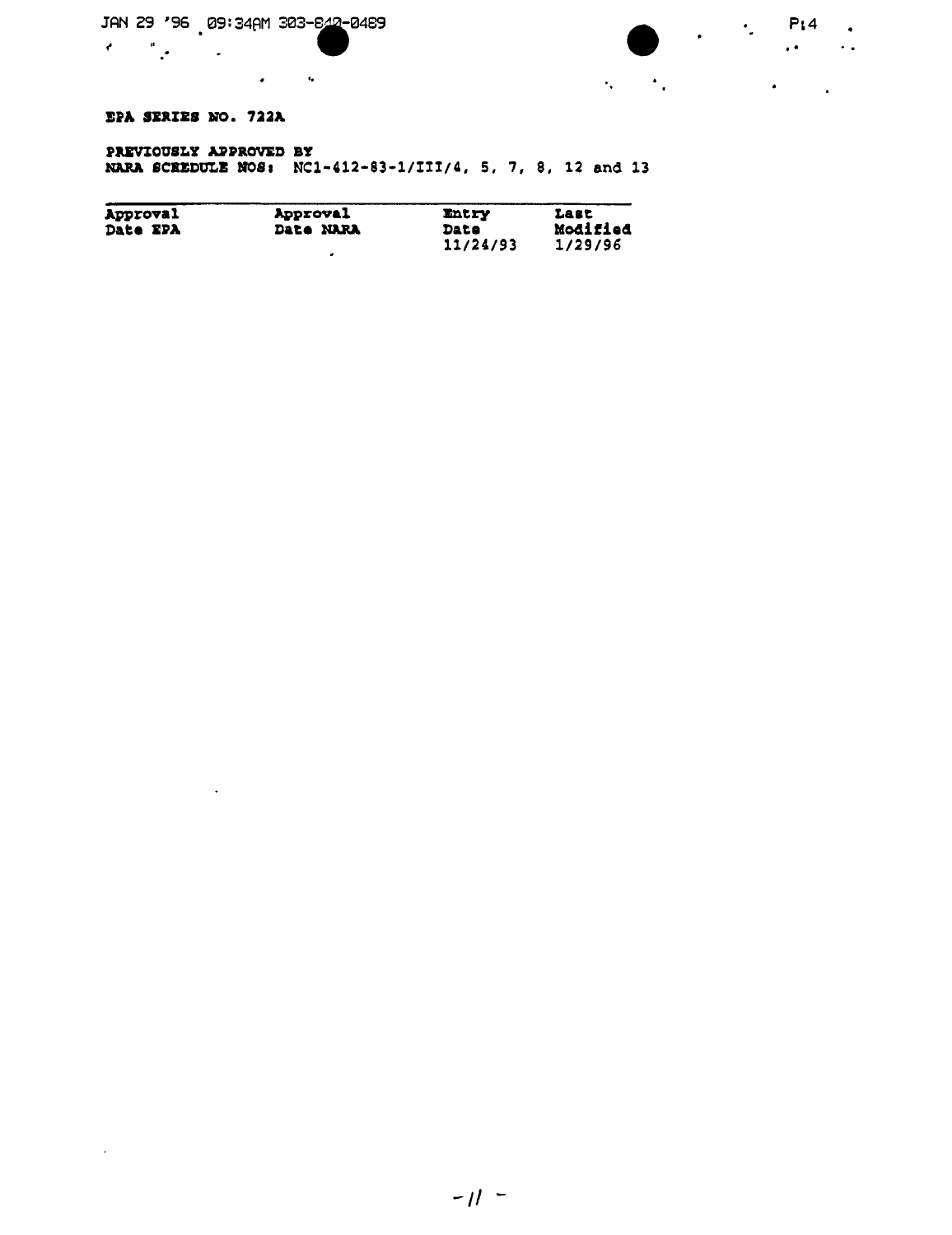**EPA SERIES NO. 722A**

**PREVIOUSLY APPROVED BY**
**NARA SCHEDULE NOS:** NC1-412-83-1/III/4, 5, 7, 8, 12 and 13

| Approval Date EPA | Approval Date NARA | Entry Date | Last Modified |
|---|---|---|---|
| | | 11/24/93 | 1/29/96 |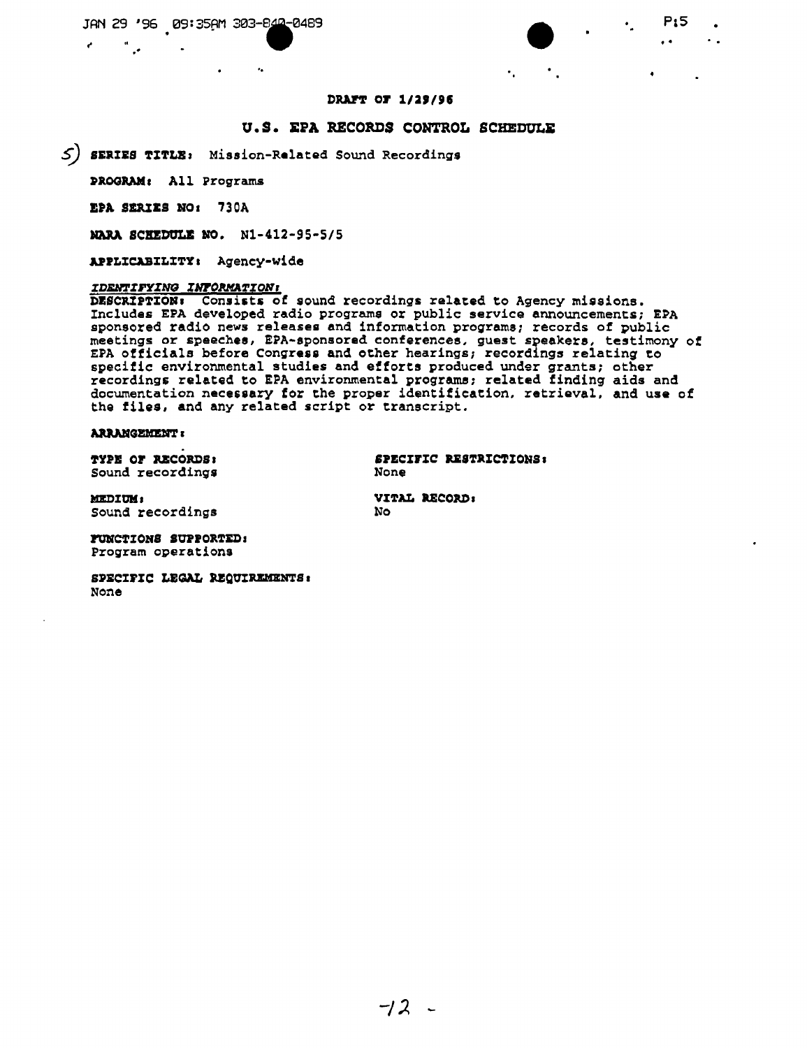**DRAFT OF 1/29/96**

## U.S. EPA RECORDS CONTROL SCHEDULE

5) **SERIES TITLE:** Mission-Related Sound Recordings

**PROGRAM:** All Programs

**EPA SERIES NO:** 730A

**NARA SCHEDULE NO.** N1-412-95-5/5

**APPLICABILITY:** Agency-wide

***IDENTIFYING INFORMATION:***

**DESCRIPTION:** Consists of sound recordings related to Agency missions. Includes EPA developed radio programs or public service announcements; EPA sponsored radio news releases and information programs; records of public meetings or speeches, EPA-sponsored conferences, guest speakers, testimony of EPA officials before Congress and other hearings; recordings relating to specific environmental studies and efforts produced under grants; other recordings related to EPA environmental programs; related finding aids and documentation necessary for the proper identification, retrieval, and use of the files, and any related script or transcript.

**ARRANGEMENT:**

**TYPE OF RECORDS:**
Sound recordings

**SPECIFIC RESTRICTIONS:**
None

**MEDIUM:**
Sound recordings

**VITAL RECORD:**
No

**FUNCTIONS SUPPORTED:**
Program operations

**SPECIFIC LEGAL REQUIREMENTS:**
None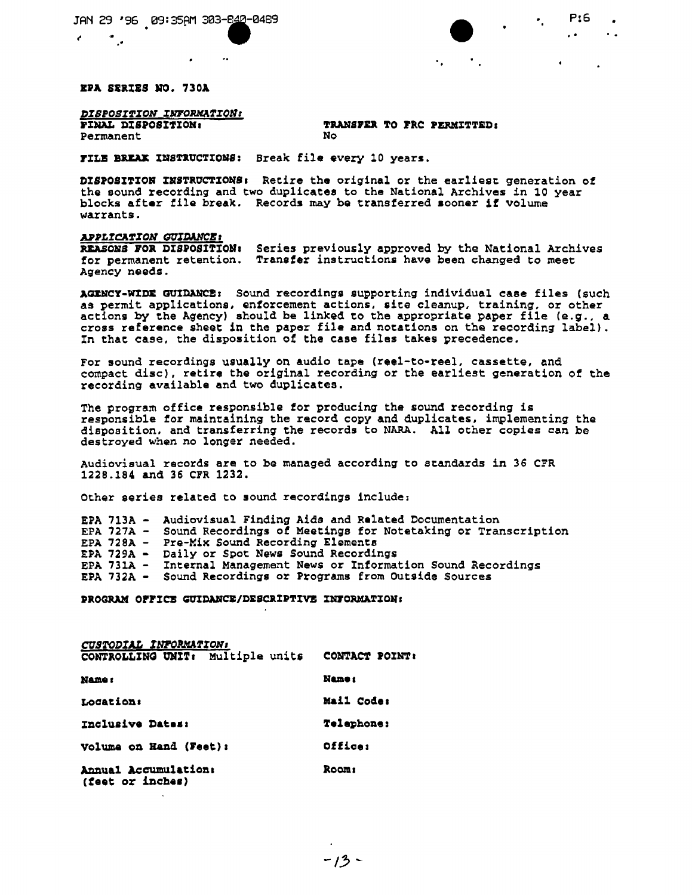**EPA SERIES NO. 730A**

***DISPOSITION INFORMATION:***

**FINAL DISPOSITION:** Permanent

**TRANSFER TO FRC PERMITTED:** No

**FILE BREAK INSTRUCTIONS:** Break file every 10 years.

**DISPOSITION INSTRUCTIONS:** Retire the original or the earliest generation of the sound recording and two duplicates to the National Archives in 10 year blocks after file break. Records may be transferred sooner if volume warrants.

***APPLICATION GUIDANCE:***

**REASONS FOR DISPOSITION:** Series previously approved by the National Archives for permanent retention. Transfer instructions have been changed to meet Agency needs.

**AGENCY-WIDE GUIDANCE:** Sound recordings supporting individual case files (such as permit applications, enforcement actions, site cleanup, training, or other actions by the Agency) should be linked to the appropriate paper file (e.g., a cross reference sheet in the paper file and notations on the recording label). In that case, the disposition of the case files takes precedence.

For sound recordings usually on audio tape (reel-to-reel, cassette, and compact disc), retire the original recording or the earliest generation of the recording available and two duplicates.

The program office responsible for producing the sound recording is responsible for maintaining the record copy and duplicates, implementing the disposition, and transferring the records to NARA. All other copies can be destroyed when no longer needed.

Audiovisual records are to be managed according to standards in 36 CFR 1228.184 and 36 CFR 1232.

Other series related to sound recordings include:

EPA 713A - Audiovisual Finding Aids and Related Documentation
EPA 727A - Sound Recordings of Meetings for Notetaking or Transcription
EPA 728A - Pre-Mix Sound Recording Elements
EPA 729A - Daily or Spot News Sound Recordings
EPA 731A - Internal Management News or Information Sound Recordings
EPA 732A - Sound Recordings or Programs from Outside Sources

**PROGRAM OFFICE GUIDANCE/DESCRIPTIVE INFORMATION:**

***CUSTODIAL INFORMATION:***

| **CONTROLLING UNIT:** Multiple units | **CONTACT POINT:** |
|---|---|
| **Name:** | **Name:** |
| **Location:** | **Mail Code:** |
| **Inclusive Dates:** | **Telephone:** |
| **Volume on Hand (Feet):** | **Office:** |
| **Annual Accumulation:** (feet or inches) | **Room:** |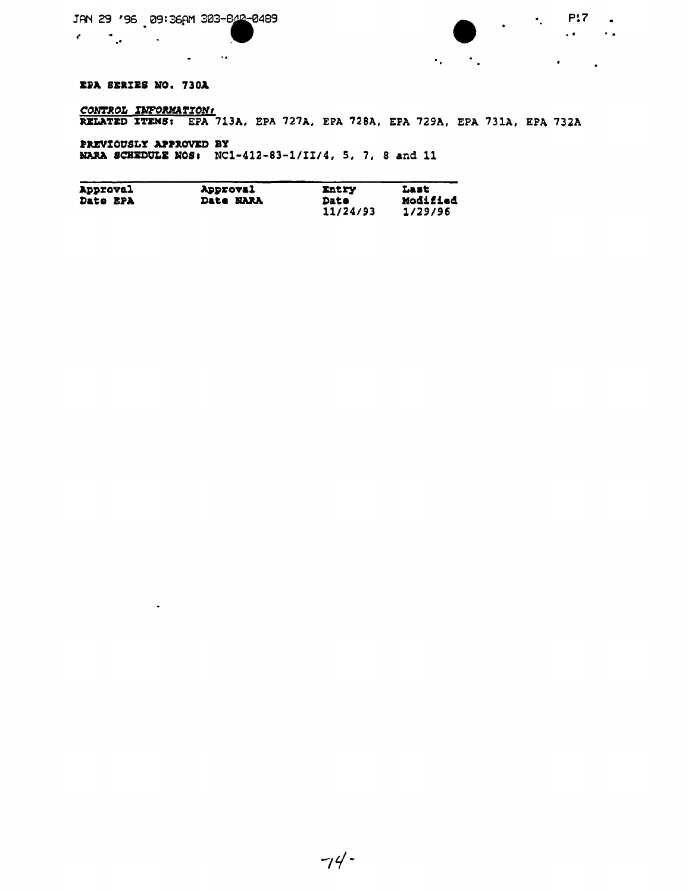**EPA SERIES NO. 730A**

***CONTROL INFORMATION:***

**RELATED ITEMS:** EPA 713A, EPA 727A, EPA 728A, EPA 729A, EPA 731A, EPA 732A

**PREVIOUSLY APPROVED BY**
**NARA SCHEDULE NOS:** NC1-412-83-1/II/4, 5, 7, 8 and 11

| Approval Date EPA | Approval Date NARA | Entry Date | Last Modified |
|---|---|---|---|
| | | 11/24/93 | 1/29/96 |